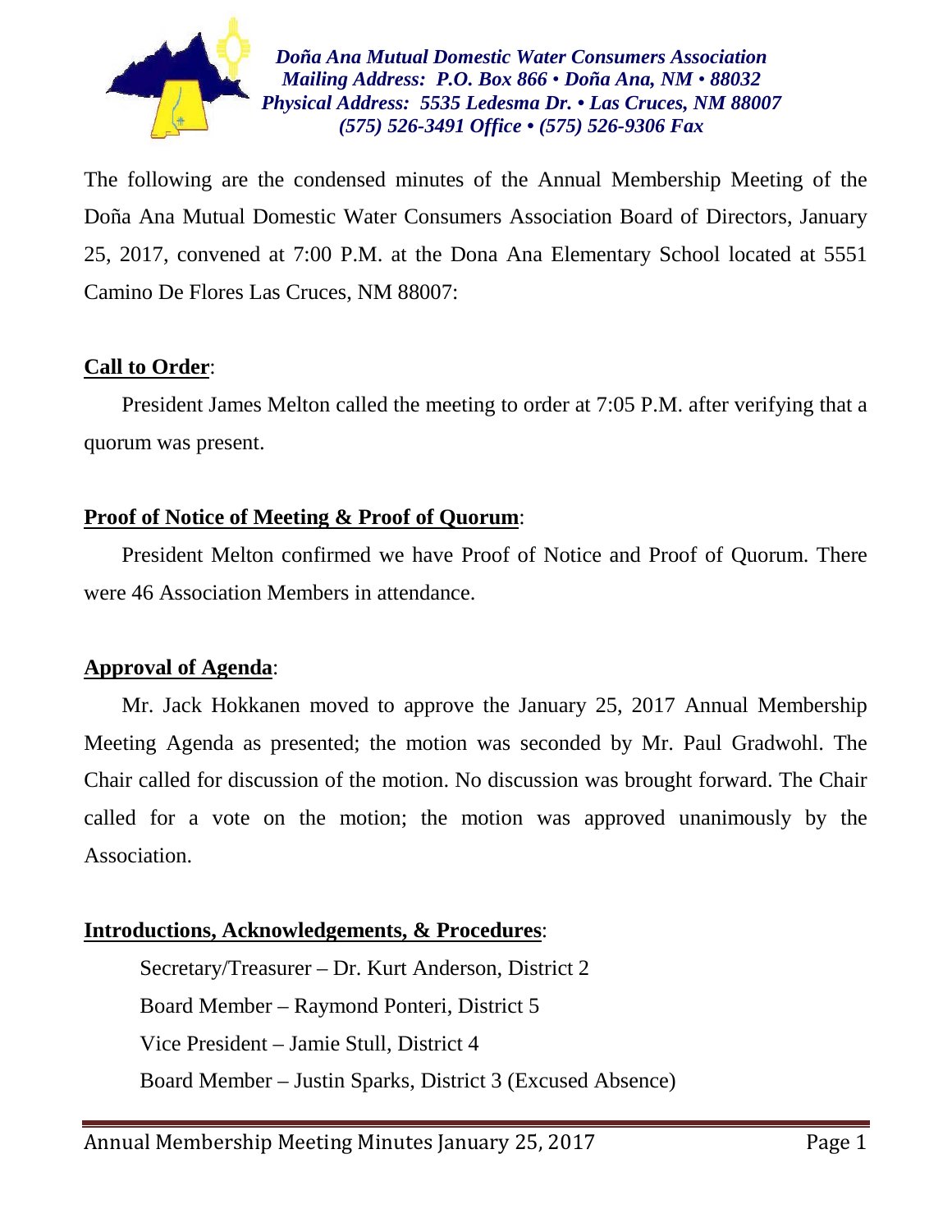***Doña Ana Mutual Domestic Water Consumers Association***
***Mailing Address: P.O. Box 866 • Doña Ana, NM • 88032***
***Physical Address: 5535 Ledesma Dr. • Las Cruces, NM 88007***
***(575) 526-3491 Office • (575) 526-9306 Fax***

The following are the condensed minutes of the Annual Membership Meeting of the Doña Ana Mutual Domestic Water Consumers Association Board of Directors, January 25, 2017, convened at 7:00 P.M. at the Dona Ana Elementary School located at 5551 Camino De Flores Las Cruces, NM 88007:

**Call to Order**:

President James Melton called the meeting to order at 7:05 P.M. after verifying that a quorum was present.

**Proof of Notice of Meeting & Proof of Quorum**:

President Melton confirmed we have Proof of Notice and Proof of Quorum. There were 46 Association Members in attendance.

**Approval of Agenda**:

Mr. Jack Hokkanen moved to approve the January 25, 2017 Annual Membership Meeting Agenda as presented; the motion was seconded by Mr. Paul Gradwohl. The Chair called for discussion of the motion. No discussion was brought forward. The Chair called for a vote on the motion; the motion was approved unanimously by the Association.

**Introductions, Acknowledgements, & Procedures**:

Secretary/Treasurer – Dr. Kurt Anderson, District 2
Board Member – Raymond Ponteri, District 5
Vice President – Jamie Stull, District 4
Board Member – Justin Sparks, District 3 (Excused Absence)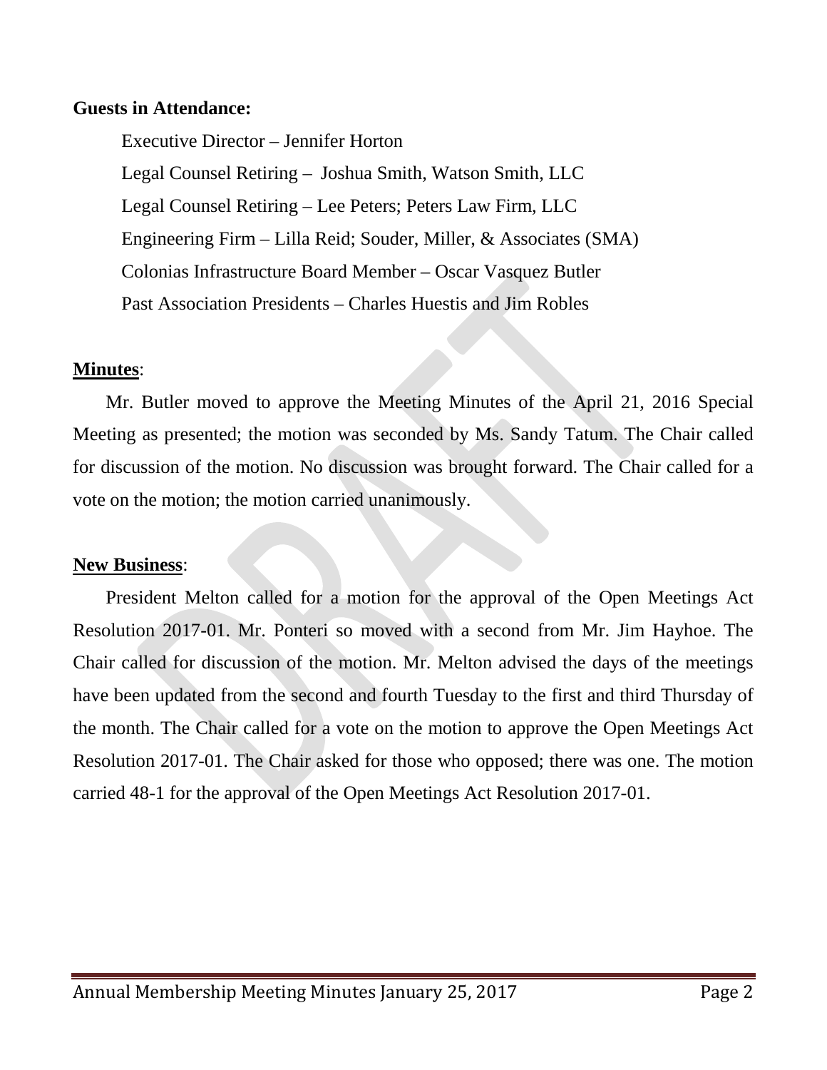**Guests in Attendance:**

Executive Director – Jennifer Horton

Legal Counsel Retiring – Joshua Smith, Watson Smith, LLC

Legal Counsel Retiring – Lee Peters; Peters Law Firm, LLC

Engineering Firm – Lilla Reid; Souder, Miller, & Associates (SMA)

Colonias Infrastructure Board Member – Oscar Vasquez Butler

Past Association Presidents – Charles Huestis and Jim Robles

**Minutes**:

Mr. Butler moved to approve the Meeting Minutes of the April 21, 2016 Special Meeting as presented; the motion was seconded by Ms. Sandy Tatum. The Chair called for discussion of the motion. No discussion was brought forward. The Chair called for a vote on the motion; the motion carried unanimously.

**New Business**:

President Melton called for a motion for the approval of the Open Meetings Act Resolution 2017-01. Mr. Ponteri so moved with a second from Mr. Jim Hayhoe. The Chair called for discussion of the motion. Mr. Melton advised the days of the meetings have been updated from the second and fourth Tuesday to the first and third Thursday of the month. The Chair called for a vote on the motion to approve the Open Meetings Act Resolution 2017-01. The Chair asked for those who opposed; there was one. The motion carried 48-1 for the approval of the Open Meetings Act Resolution 2017-01.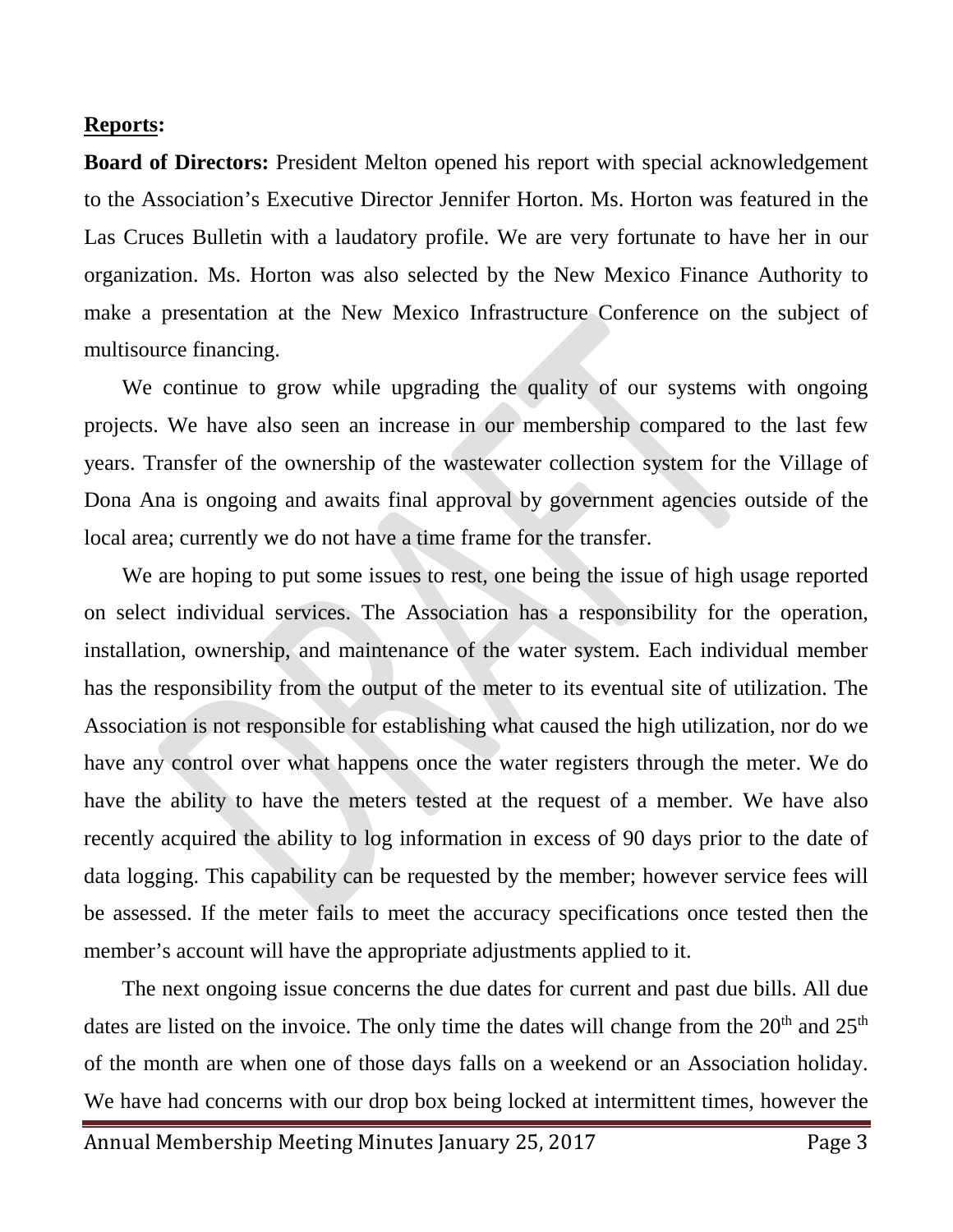**Reports:**

**Board of Directors:** President Melton opened his report with special acknowledgement to the Association's Executive Director Jennifer Horton. Ms. Horton was featured in the Las Cruces Bulletin with a laudatory profile. We are very fortunate to have her in our organization. Ms. Horton was also selected by the New Mexico Finance Authority to make a presentation at the New Mexico Infrastructure Conference on the subject of multisource financing.

We continue to grow while upgrading the quality of our systems with ongoing projects. We have also seen an increase in our membership compared to the last few years. Transfer of the ownership of the wastewater collection system for the Village of Dona Ana is ongoing and awaits final approval by government agencies outside of the local area; currently we do not have a time frame for the transfer.

We are hoping to put some issues to rest, one being the issue of high usage reported on select individual services. The Association has a responsibility for the operation, installation, ownership, and maintenance of the water system. Each individual member has the responsibility from the output of the meter to its eventual site of utilization. The Association is not responsible for establishing what caused the high utilization, nor do we have any control over what happens once the water registers through the meter. We do have the ability to have the meters tested at the request of a member. We have also recently acquired the ability to log information in excess of 90 days prior to the date of data logging. This capability can be requested by the member; however service fees will be assessed. If the meter fails to meet the accuracy specifications once tested then the member's account will have the appropriate adjustments applied to it.

The next ongoing issue concerns the due dates for current and past due bills. All due dates are listed on the invoice. The only time the dates will change from the 20th and 25th of the month are when one of those days falls on a weekend or an Association holiday. We have had concerns with our drop box being locked at intermittent times, however the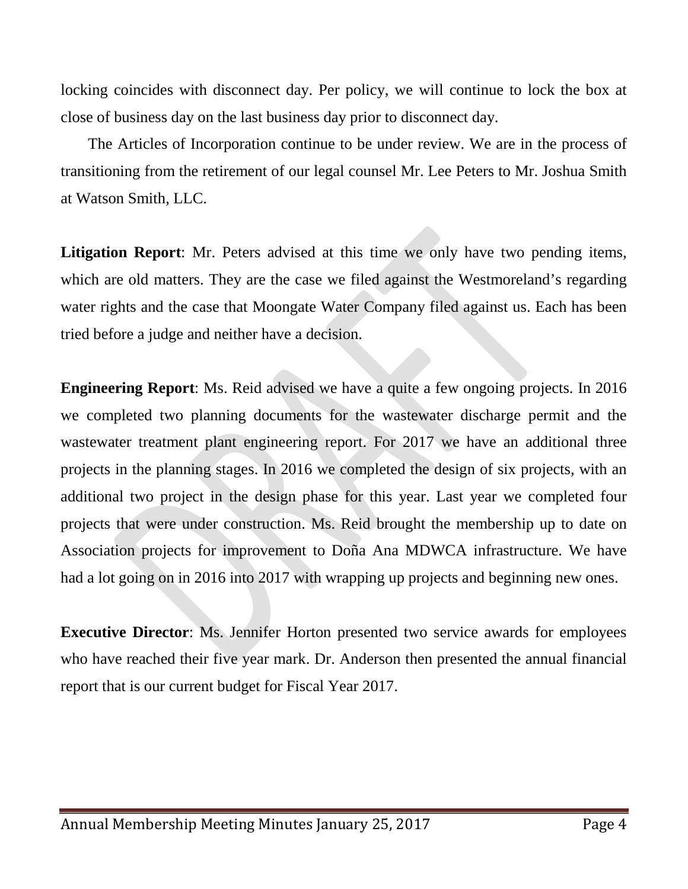locking coincides with disconnect day. Per policy, we will continue to lock the box at close of business day on the last business day prior to disconnect day.

The Articles of Incorporation continue to be under review. We are in the process of transitioning from the retirement of our legal counsel Mr. Lee Peters to Mr. Joshua Smith at Watson Smith, LLC.

**Litigation Report**: Mr. Peters advised at this time we only have two pending items, which are old matters. They are the case we filed against the Westmoreland's regarding water rights and the case that Moongate Water Company filed against us. Each has been tried before a judge and neither have a decision.

**Engineering Report**: Ms. Reid advised we have a quite a few ongoing projects. In 2016 we completed two planning documents for the wastewater discharge permit and the wastewater treatment plant engineering report. For 2017 we have an additional three projects in the planning stages. In 2016 we completed the design of six projects, with an additional two project in the design phase for this year. Last year we completed four projects that were under construction. Ms. Reid brought the membership up to date on Association projects for improvement to Doña Ana MDWCA infrastructure. We have had a lot going on in 2016 into 2017 with wrapping up projects and beginning new ones.

**Executive Director**: Ms. Jennifer Horton presented two service awards for employees who have reached their five year mark. Dr. Anderson then presented the annual financial report that is our current budget for Fiscal Year 2017.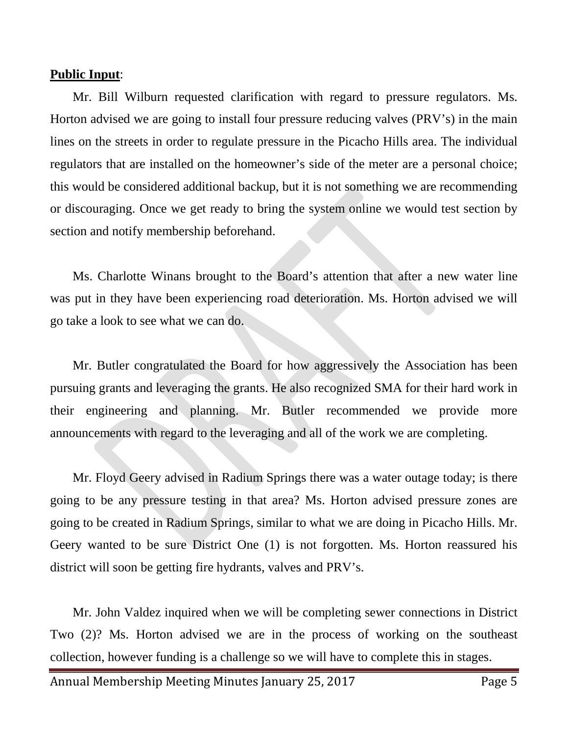**Public Input**:

Mr. Bill Wilburn requested clarification with regard to pressure regulators. Ms. Horton advised we are going to install four pressure reducing valves (PRV's) in the main lines on the streets in order to regulate pressure in the Picacho Hills area. The individual regulators that are installed on the homeowner's side of the meter are a personal choice; this would be considered additional backup, but it is not something we are recommending or discouraging. Once we get ready to bring the system online we would test section by section and notify membership beforehand.

Ms. Charlotte Winans brought to the Board's attention that after a new water line was put in they have been experiencing road deterioration. Ms. Horton advised we will go take a look to see what we can do.

Mr. Butler congratulated the Board for how aggressively the Association has been pursuing grants and leveraging the grants. He also recognized SMA for their hard work in their engineering and planning. Mr. Butler recommended we provide more announcements with regard to the leveraging and all of the work we are completing.

Mr. Floyd Geery advised in Radium Springs there was a water outage today; is there going to be any pressure testing in that area? Ms. Horton advised pressure zones are going to be created in Radium Springs, similar to what we are doing in Picacho Hills. Mr. Geery wanted to be sure District One (1) is not forgotten. Ms. Horton reassured his district will soon be getting fire hydrants, valves and PRV's.

Mr. John Valdez inquired when we will be completing sewer connections in District Two (2)? Ms. Horton advised we are in the process of working on the southeast collection, however funding is a challenge so we will have to complete this in stages.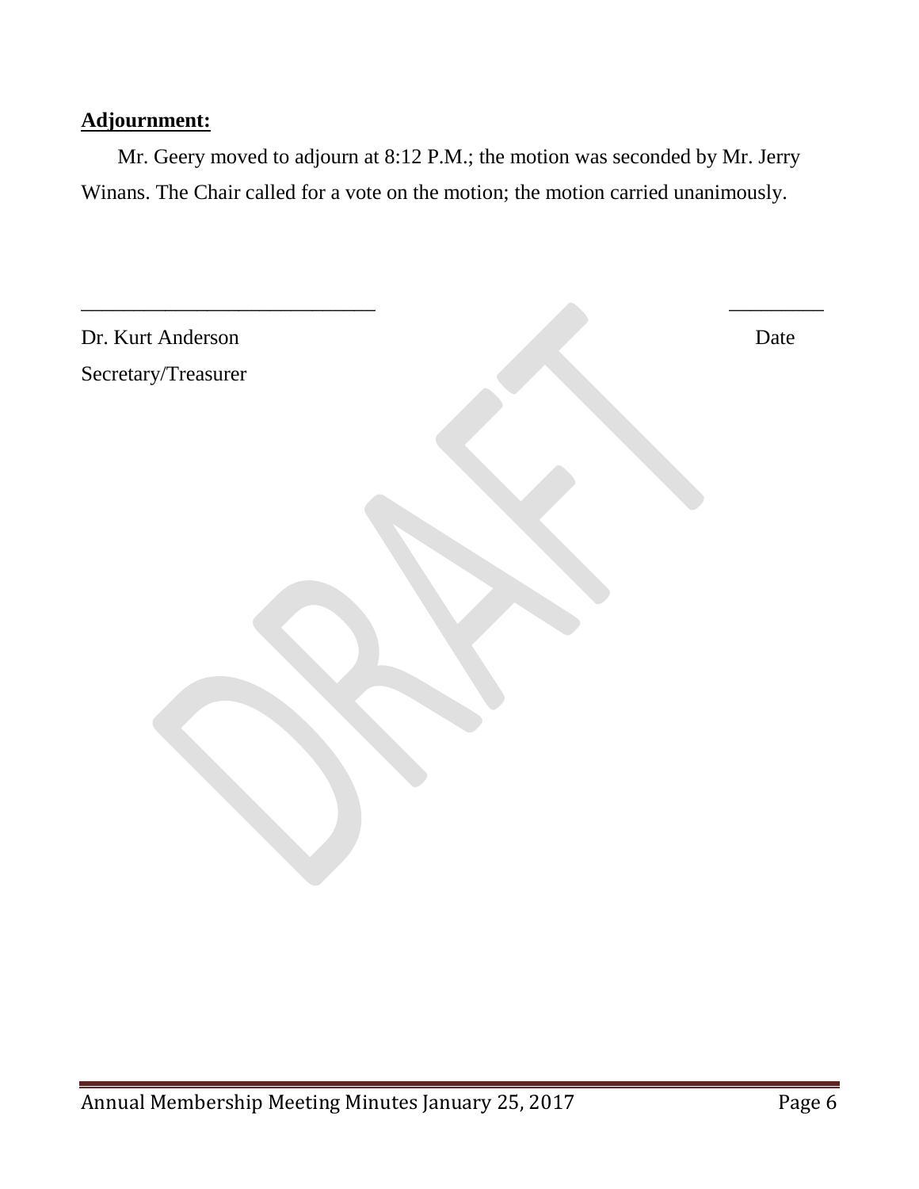**Adjournment:**

Mr. Geery moved to adjourn at 8:12 P.M.; the motion was seconded by Mr. Jerry Winans. The Chair called for a vote on the motion; the motion carried unanimously.

\_\_\_\_\_\_\_\_\_\_\_\_\_\_\_\_\_\_\_\_\_\_\_\_\_\_\_\_\_\_ \_\_\_\_\_\_\_\_\_\_

Dr. Kurt Anderson Date

Secretary/Treasurer